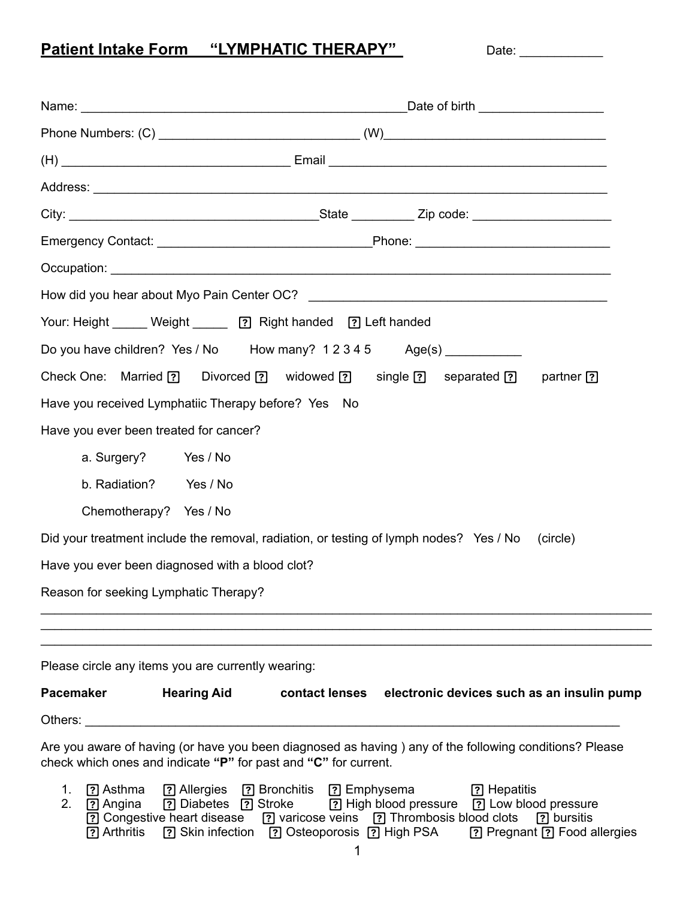# Patient Intake Form "LYMPHATIC THERAPY"

Date: ____________

Name: ________________________________________________ Date of birth __________________

Phone Numbers: (C) ______________________________ (W)________________________________

(H) __________________________________ Email __________________________________________

Address: _____________________________________________________________________________

City: ______________________________________State _________ Zip code: ____________________

Emergency Contact: _______________________________Phone: ____________________________

Occupation: __________________________________________________________________________

How did you hear about Myo Pain Center OC? ____________________________________________

Your: Height _____ Weight _____ ☐ Right handed ☐ Left handed

Do you have children? Yes / No How many? 1 2 3 4 5 Age(s) ___________

Check One: Married ☐ Divorced ☐ widowed ☐ single ☐ separated ☐ partner ☐

Have you received Lymphatiic Therapy before? Yes No

Have you ever been treated for cancer?

- a. Surgery? Yes / No
- b. Radiation? Yes / No
- Chemotherapy? Yes / No

Did your treatment include the removal, radiation, or testing of lymph nodes? Yes / No (circle)

Have you ever been diagnosed with a blood clot?

Reason for seeking Lymphatic Therapy?

______________________________________________________________________________________
______________________________________________________________________________________
______________________________________________________________________________________

Please circle any items you are currently wearing:

**Pacemaker** **Hearing Aid** **contact lenses** **electronic devices such as an insulin pump**

Others: ______________________________________________________________________________

Are you aware of having (or have you been diagnosed as having ) any of the following conditions? Please check which ones and indicate **"P"** for past and **"C"** for current.

1. ☐ Asthma ☐ Allergies ☐ Bronchitis ☐ Emphysema ☐ Hepatitis
2. ☐ Angina ☐ Diabetes ☐ Stroke ☐ High blood pressure ☐ Low blood pressure
   ☐ Congestive heart disease ☐ varicose veins ☐ Thrombosis blood clots ☐ bursitis
   ☐ Arthritis ☐ Skin infection ☐ Osteoporosis ☐ High PSA ☐ Pregnant ☐ Food allergies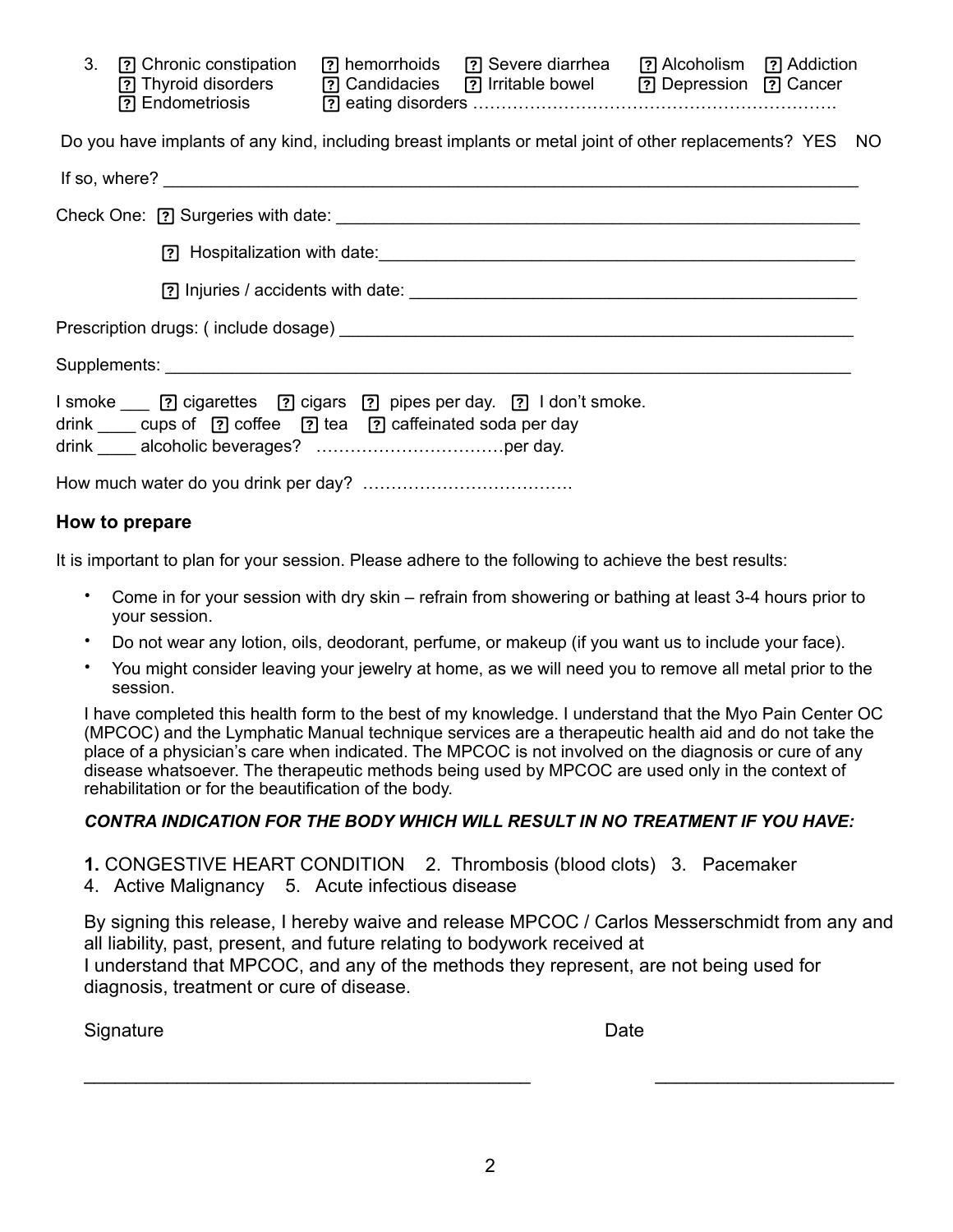3. ☐ Chronic constipation ☐ hemorrhoids ☐ Severe diarrhea ☐ Alcoholism ☐ Addiction
☐ Thyroid disorders ☐ Candidacies ☐ Irritable bowel ☐ Depression ☐ Cancer
☐ Endometriosis ☐ eating disorders ……………………………………………………….

Do you have implants of any kind, including breast implants or metal joint of other replacements? YES NO

If so, where? ___________________________________________________________________________

Check One: ☐ Surgeries with date: ________________________________________________________

☐ Hospitalization with date:____________________________________________________

☐ Injuries / accidents with date: _______________________________________________

Prescription drugs: ( include dosage) ____________________________________________________

Supplements: _______________________________________________________________________

I smoke ___ ☐ cigarettes ☐ cigars ☐ pipes per day. ☐ I don't smoke.
drink ____ cups of ☐ coffee ☐ tea ☐ caffeinated soda per day
drink ____ alcoholic beverages? ……………………………per day.

How much water do you drink per day? ……………………………….

## How to prepare

It is important to plan for your session. Please adhere to the following to achieve the best results:

- Come in for your session with dry skin – refrain from showering or bathing at least 3-4 hours prior to your session.
- Do not wear any lotion, oils, deodorant, perfume, or makeup (if you want us to include your face).
- You might consider leaving your jewelry at home, as we will need you to remove all metal prior to the session.

I have completed this health form to the best of my knowledge. I understand that the Myo Pain Center OC (MPCOC) and the Lymphatic Manual technique services are a therapeutic health aid and do not take the place of a physician's care when indicated. The MPCOC is not involved on the diagnosis or cure of any disease whatsoever. The therapeutic methods being used by MPCOC are used only in the context of rehabilitation or for the beautification of the body.

***CONTRA INDICATION FOR THE BODY WHICH WILL RESULT IN NO TREATMENT IF YOU HAVE:***

**1.** CONGESTIVE HEART CONDITION 2. Thrombosis (blood clots) 3. Pacemaker
4. Active Malignancy 5. Acute infectious disease

By signing this release, I hereby waive and release MPCOC / Carlos Messerschmidt from any and all liability, past, present, and future relating to bodywork received at
I understand that MPCOC, and any of the methods they represent, are not being used for diagnosis, treatment or cure of disease.

Signature Date

_____________________________________________ ________________________